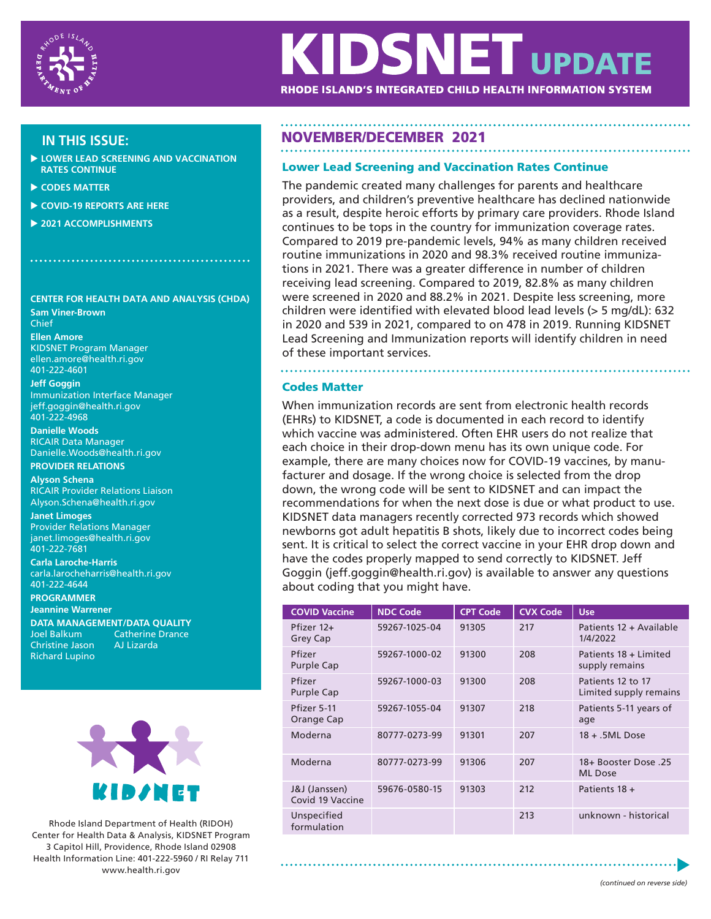# KIDSNET UPDATE

**RHODE ISLAND'S INTEGRATED CHILD HEALTH INFORMATION SYSTEM**

## IN THIS ISSUE:

- LOWER LEAD SCREENING AND VACCINATION RATES CONTINUE
- CODES MATTER
- COVID-19 REPORTS ARE HERE
- 2021 ACCOMPLISHMENTS

**CENTER FOR HEALTH DATA AND ANALYSIS (CHDA)**

**Sam Viner-Brown**
Chief

**Ellen Amore**
KIDSNET Program Manager
ellen.amore@health.ri.gov
401-222-4601

**Jeff Goggin**
Immunization Interface Manager
jeff.goggin@health.ri.gov
401-222-4968

**Danielle Woods**
RICAIR Data Manager
Danielle.Woods@health.ri.gov

**PROVIDER RELATIONS**

**Alyson Schena**
RICAIR Provider Relations Liaison
Alyson.Schena@health.ri.gov

**Janet Limoges**
Provider Relations Manager
janet.limoges@health.ri.gov
401-222-7681

**Carla Laroche-Harris**
carla.larocheharris@health.ri.gov
401-222-4644

**PROGRAMMER**

**Jeannine Warrener**

**DATA MANAGEMENT/DATA QUALITY**

Joel Balkum
Catherine Drance
Christine Jason
AJ Lizarda
Richard Lupino

Rhode Island Department of Health (RIDOH)
Center for Health Data & Analysis, KIDSNET Program
3 Capitol Hill, Providence, Rhode Island 02908
Health Information Line: 401-222-5960 / RI Relay 711
www.health.ri.gov

## NOVEMBER/DECEMBER 2021

### Lower Lead Screening and Vaccination Rates Continue

The pandemic created many challenges for parents and healthcare providers, and children's preventive healthcare has declined nationwide as a result, despite heroic efforts by primary care providers. Rhode Island continues to be tops in the country for immunization coverage rates. Compared to 2019 pre-pandemic levels, 94% as many children received routine immunizations in 2020 and 98.3% received routine immunizations in 2021. There was a greater difference in number of children receiving lead screening. Compared to 2019, 82.8% as many children were screened in 2020 and 88.2% in 2021. Despite less screening, more children were identified with elevated blood lead levels (> 5 mg/dL): 632 in 2020 and 539 in 2021, compared to on 478 in 2019. Running KIDSNET Lead Screening and Immunization reports will identify children in need of these important services.

### Codes Matter

When immunization records are sent from electronic health records (EHRs) to KIDSNET, a code is documented in each record to identify which vaccine was administered. Often EHR users do not realize that each choice in their drop-down menu has its own unique code. For example, there are many choices now for COVID-19 vaccines, by manufacturer and dosage. If the wrong choice is selected from the drop down, the wrong code will be sent to KIDSNET and can impact the recommendations for when the next dose is due or what product to use. KIDSNET data managers recently corrected 973 records which showed newborns got adult hepatitis B shots, likely due to incorrect codes being sent. It is critical to select the correct vaccine in your EHR drop down and have the codes properly mapped to send correctly to KIDSNET. Jeff Goggin (jeff.goggin@health.ri.gov) is available to answer any questions about coding that you might have.

| COVID Vaccine | NDC Code | CPT Code | CVX Code | Use |
|---|---|---|---|---|
| Pfizer 12+ Grey Cap | 59267-1025-04 | 91305 | 217 | Patients 12 + Available 1/4/2022 |
| Pfizer Purple Cap | 59267-1000-02 | 91300 | 208 | Patients 18 + Limited supply remains |
| Pfizer Purple Cap | 59267-1000-03 | 91300 | 208 | Patients 12 to 17 Limited supply remains |
| Pfizer 5-11 Orange Cap | 59267-1055-04 | 91307 | 218 | Patients 5-11 years of age |
| Moderna | 80777-0273-99 | 91301 | 207 | 18 + .5ML Dose |
| Moderna | 80777-0273-99 | 91306 | 207 | 18+ Booster Dose .25 ML Dose |
| J&J (Janssen) Covid 19 Vaccine | 59676-0580-15 | 91303 | 212 | Patients 18 + |
| Unspecified formulation | | | 213 | unknown - historical |

*(continued on reverse side)*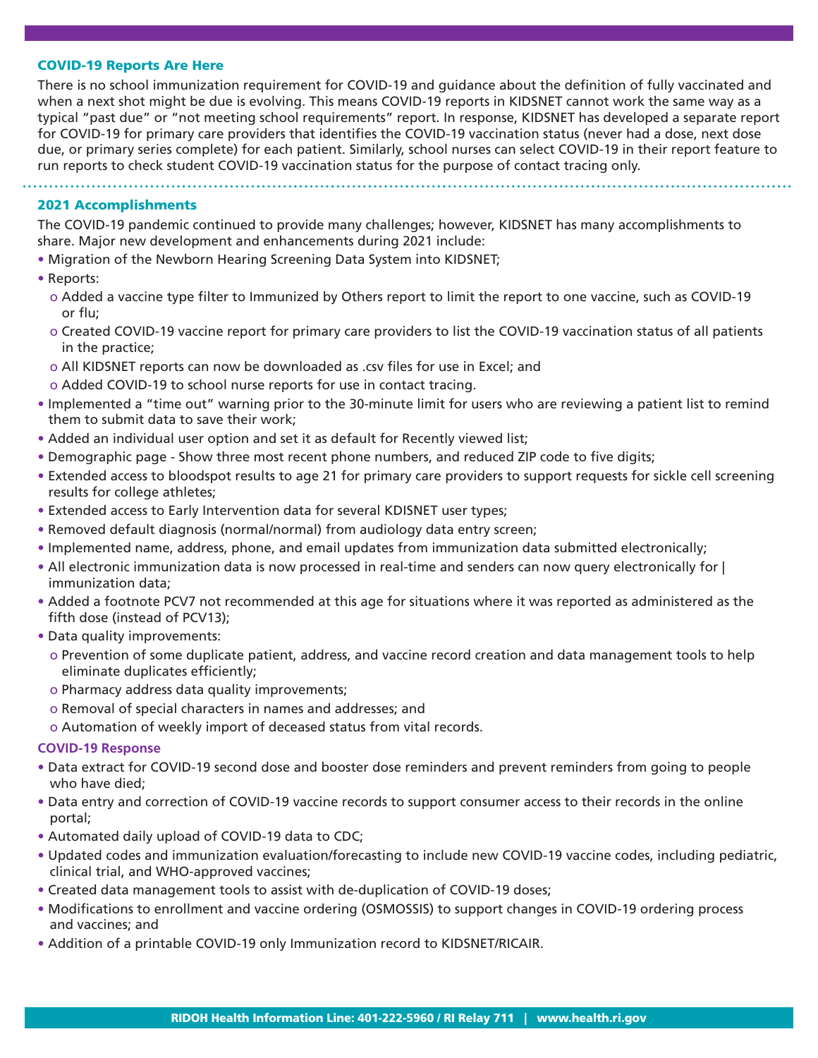## COVID-19 Reports Are Here

There is no school immunization requirement for COVID-19 and guidance about the definition of fully vaccinated and when a next shot might be due is evolving. This means COVID-19 reports in KIDSNET cannot work the same way as a typical "past due" or "not meeting school requirements" report. In response, KIDSNET has developed a separate report for COVID-19 for primary care providers that identifies the COVID-19 vaccination status (never had a dose, next dose due, or primary series complete) for each patient. Similarly, school nurses can select COVID-19 in their report feature to run reports to check student COVID-19 vaccination status for the purpose of contact tracing only.

## 2021 Accomplishments

The COVID-19 pandemic continued to provide many challenges; however, KIDSNET has many accomplishments to share. Major new development and enhancements during 2021 include:

- Migration of the Newborn Hearing Screening Data System into KIDSNET;
- Reports:
  - Added a vaccine type filter to Immunized by Others report to limit the report to one vaccine, such as COVID-19 or flu;
  - Created COVID-19 vaccine report for primary care providers to list the COVID-19 vaccination status of all patients in the practice;
  - All KIDSNET reports can now be downloaded as .csv files for use in Excel; and
  - Added COVID-19 to school nurse reports for use in contact tracing.
- Implemented a "time out" warning prior to the 30-minute limit for users who are reviewing a patient list to remind them to submit data to save their work;
- Added an individual user option and set it as default for Recently viewed list;
- Demographic page - Show three most recent phone numbers, and reduced ZIP code to five digits;
- Extended access to bloodspot results to age 21 for primary care providers to support requests for sickle cell screening results for college athletes;
- Extended access to Early Intervention data for several KDISNET user types;
- Removed default diagnosis (normal/normal) from audiology data entry screen;
- Implemented name, address, phone, and email updates from immunization data submitted electronically;
- All electronic immunization data is now processed in real-time and senders can now query electronically for | immunization data;
- Added a footnote PCV7 not recommended at this age for situations where it was reported as administered as the fifth dose (instead of PCV13);
- Data quality improvements:
  - Prevention of some duplicate patient, address, and vaccine record creation and data management tools to help eliminate duplicates efficiently;
  - Pharmacy address data quality improvements;
  - Removal of special characters in names and addresses; and
  - Automation of weekly import of deceased status from vital records.

### COVID-19 Response

- Data extract for COVID-19 second dose and booster dose reminders and prevent reminders from going to people who have died;
- Data entry and correction of COVID-19 vaccine records to support consumer access to their records in the online portal;
- Automated daily upload of COVID-19 data to CDC;
- Updated codes and immunization evaluation/forecasting to include new COVID-19 vaccine codes, including pediatric, clinical trial, and WHO-approved vaccines;
- Created data management tools to assist with de-duplication of COVID-19 doses;
- Modifications to enrollment and vaccine ordering (OSMOSSIS) to support changes in COVID-19 ordering process and vaccines; and
- Addition of a printable COVID-19 only Immunization record to KIDSNET/RICAIR.

RIDOH Health Information Line: 401-222-5960 / RI Relay 711 | www.health.ri.gov